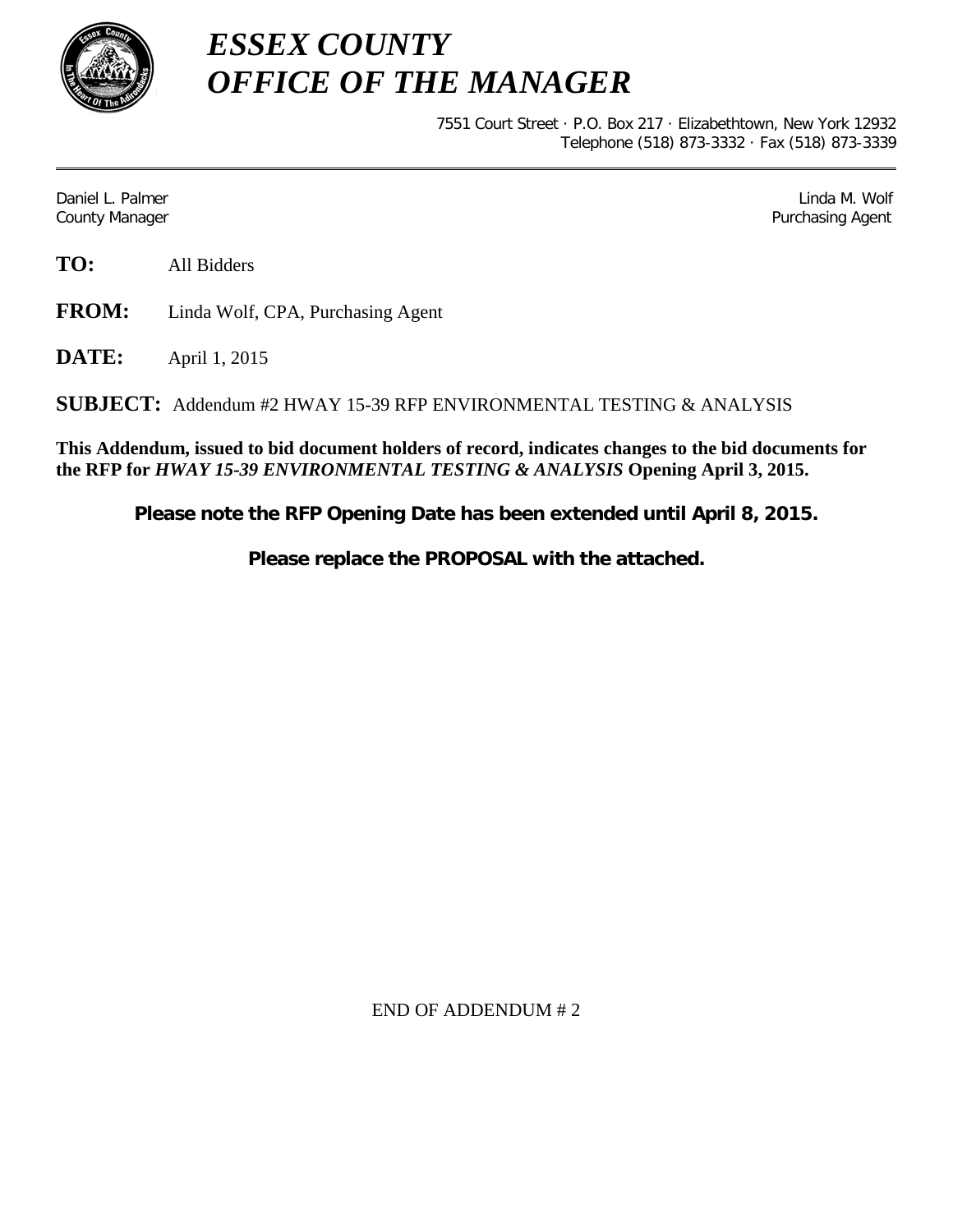# *ESSEX COUNTY*
# *OFFICE OF THE MANAGER*

7551 Court Street · P.O. Box 217 · Elizabethtown, New York 12932
Telephone (518) 873-3332 · Fax (518) 873-3339

---

Daniel L. Palmer
County Manager

Linda M. Wolf
Purchasing Agent

**TO:** All Bidders

**FROM:** Linda Wolf, CPA, Purchasing Agent

**DATE:** April 1, 2015

**SUBJECT:** Addendum #2 HWAY 15-39 RFP ENVIRONMENTAL TESTING & ANALYSIS

**This Addendum, issued to bid document holders of record, indicates changes to the bid documents for the RFP for *HWAY 15-39 ENVIRONMENTAL TESTING & ANALYSIS* Opening April 3, 2015.**

**Please note the RFP Opening Date has been extended until April 8, 2015.**

**Please replace the PROPOSAL with the attached.**

END OF ADDENDUM # 2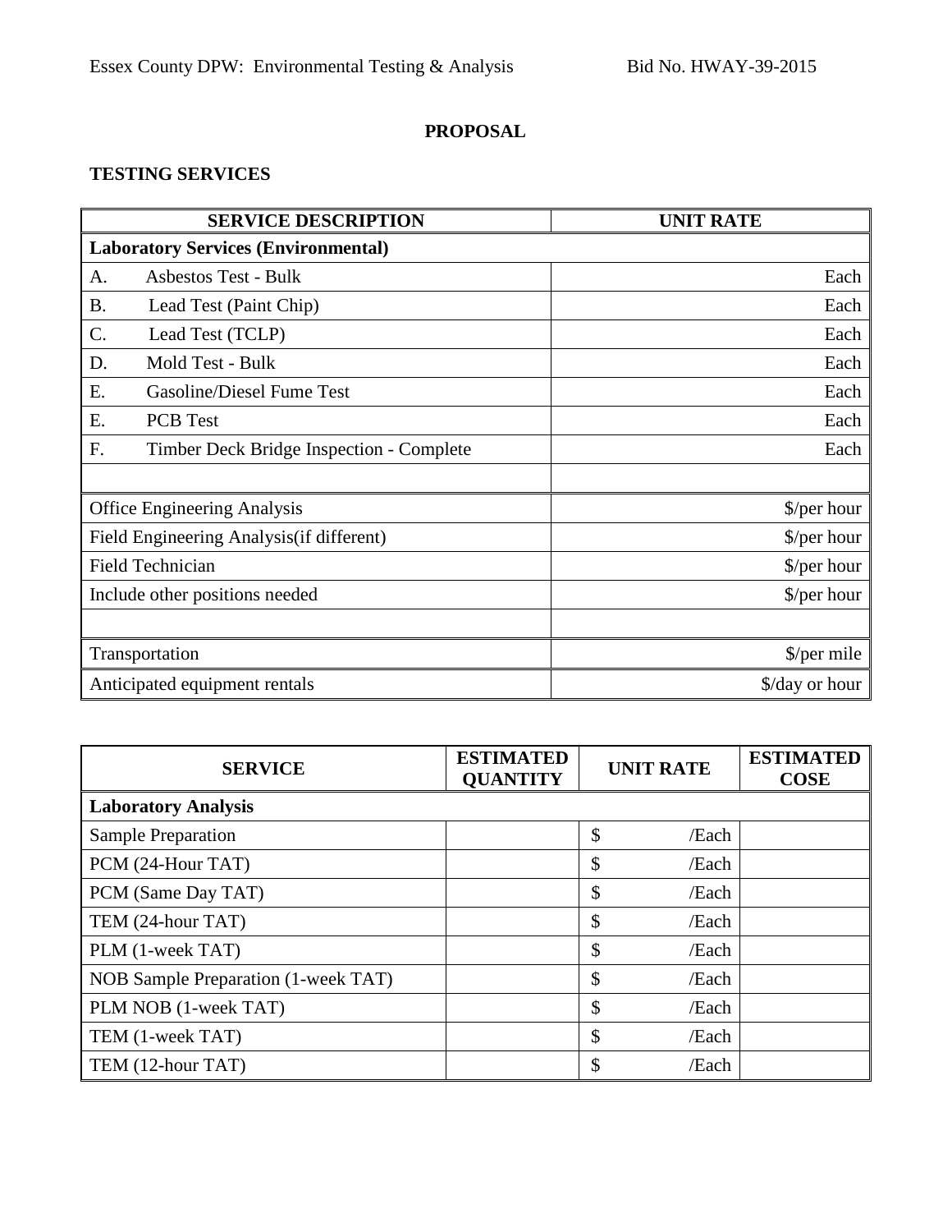## PROPOSAL

### TESTING SERVICES

| SERVICE DESCRIPTION | UNIT RATE |
|---|---|
| **Laboratory Services (Environmental)** | |
| A. Asbestos Test - Bulk | Each |
| B. Lead Test (Paint Chip) | Each |
| C. Lead Test (TCLP) | Each |
| D. Mold Test - Bulk | Each |
| E. Gasoline/Diesel Fume Test | Each |
| E. PCB Test | Each |
| F. Timber Deck Bridge Inspection - Complete | Each |
| | |
| Office Engineering Analysis | $/per hour |
| Field Engineering Analysis(if different) | $/per hour |
| Field Technician | $/per hour |
| Include other positions needed | $/per hour |
| | |
| Transportation | $/per mile |
| Anticipated equipment rentals | $/day or hour |

| SERVICE | ESTIMATED QUANTITY | UNIT RATE | ESTIMATED COSE |
|---|---|---|---|
| **Laboratory Analysis** | | | |
| Sample Preparation | | $ /Each | |
| PCM (24-Hour TAT) | | $ /Each | |
| PCM (Same Day TAT) | | $ /Each | |
| TEM (24-hour TAT) | | $ /Each | |
| PLM (1-week TAT) | | $ /Each | |
| NOB Sample Preparation (1-week TAT) | | $ /Each | |
| PLM NOB (1-week TAT) | | $ /Each | |
| TEM (1-week TAT) | | $ /Each | |
| TEM (12-hour TAT) | | $ /Each | |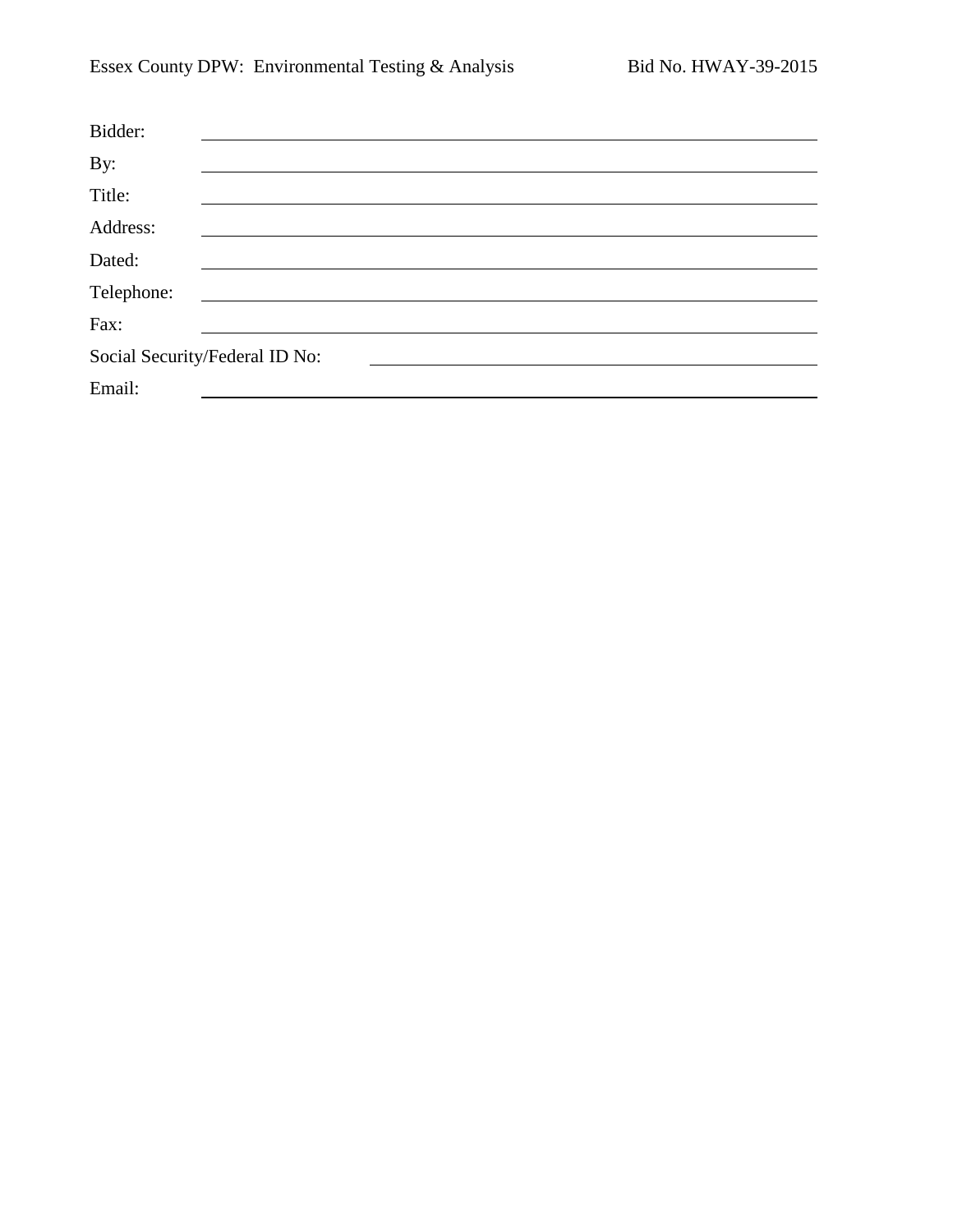Bidder: \_\_\_\_\_\_\_\_\_\_\_\_\_\_\_\_\_\_\_\_\_\_\_\_\_\_\_\_\_\_\_\_\_\_\_\_\_\_\_\_

By: \_\_\_\_\_\_\_\_\_\_\_\_\_\_\_\_\_\_\_\_\_\_\_\_\_\_\_\_\_\_\_\_\_\_\_\_\_\_\_\_

Title: \_\_\_\_\_\_\_\_\_\_\_\_\_\_\_\_\_\_\_\_\_\_\_\_\_\_\_\_\_\_\_\_\_\_\_\_\_\_\_\_

Address: \_\_\_\_\_\_\_\_\_\_\_\_\_\_\_\_\_\_\_\_\_\_\_\_\_\_\_\_\_\_\_\_\_\_\_\_\_\_\_\_

Dated: \_\_\_\_\_\_\_\_\_\_\_\_\_\_\_\_\_\_\_\_\_\_\_\_\_\_\_\_\_\_\_\_\_\_\_\_\_\_\_\_

Telephone: \_\_\_\_\_\_\_\_\_\_\_\_\_\_\_\_\_\_\_\_\_\_\_\_\_\_\_\_\_\_\_\_\_\_\_\_\_\_\_\_

Fax: \_\_\_\_\_\_\_\_\_\_\_\_\_\_\_\_\_\_\_\_\_\_\_\_\_\_\_\_\_\_\_\_\_\_\_\_\_\_\_\_

Social Security/Federal ID No: \_\_\_\_\_\_\_\_\_\_\_\_\_\_\_\_\_\_\_\_\_\_\_\_\_\_\_\_\_\_\_\_

Email: \_\_\_\_\_\_\_\_\_\_\_\_\_\_\_\_\_\_\_\_\_\_\_\_\_\_\_\_\_\_\_\_\_\_\_\_\_\_\_\_